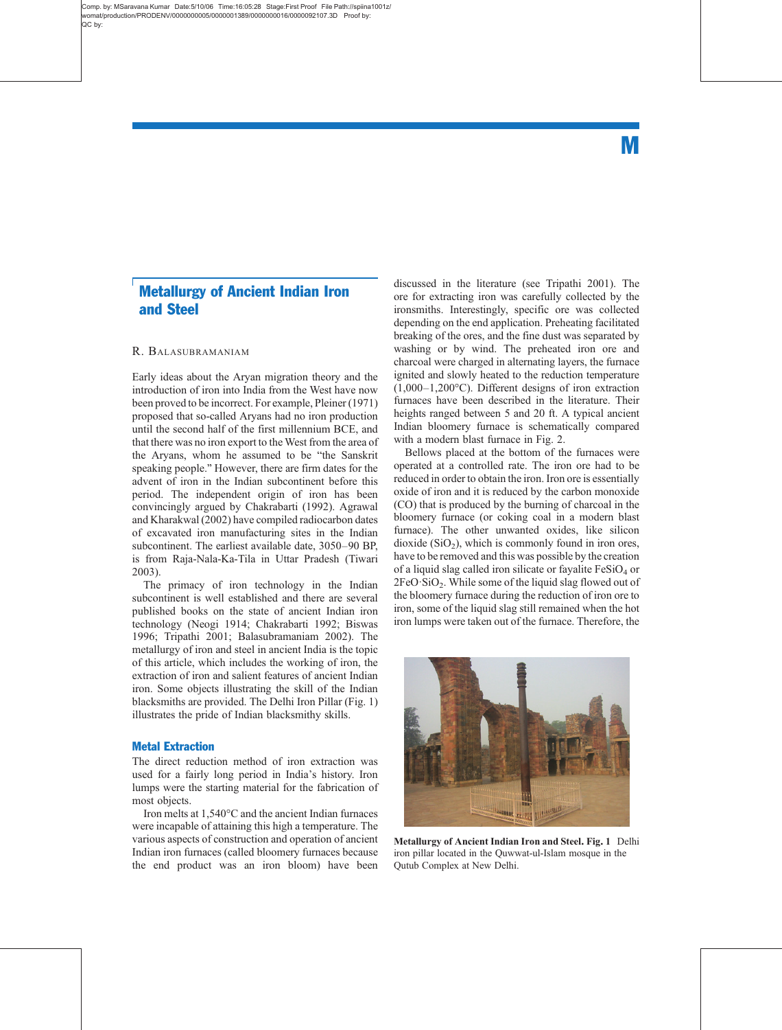# Metallurgy of Ancient Indian Iron and Steel

R. Balasubramaniam

Early ideas about the Aryan migration theory and the introduction of iron into India from the West have now been proved to be incorrect. For example, Pleiner (1971) proposed that so-called Aryans had no iron production until the second half of the first millennium BCE, and that there was no iron export to the West from the area of the Aryans, whom he assumed to be "the Sanskrit speaking people." However, there are firm dates for the advent of iron in the Indian subcontinent before this period. The independent origin of iron has been convincingly argued by Chakrabarti (1992). Agrawal and Kharakwal (2002) have compiled radiocarbon dates of excavated iron manufacturing sites in the Indian subcontinent. The earliest available date, 3050–90 BP, is from Raja-Nala-Ka-Tila in Uttar Pradesh (Tiwari 2003).

The primacy of iron technology in the Indian subcontinent is well established and there are several published books on the state of ancient Indian iron technology (Neogi 1914; Chakrabarti 1992; Biswas 1996; Tripathi 2001; Balasubramaniam 2002). The metallurgy of iron and steel in ancient India is the topic of this article, which includes the working of iron, the extraction of iron and salient features of ancient Indian iron. Some objects illustrating the skill of the Indian blacksmiths are provided. The Delhi Iron Pillar (Fig. 1) illustrates the pride of Indian blacksmithy skills.

## Metal Extraction

The direct reduction method of iron extraction was used for a fairly long period in India's history. Iron lumps were the starting material for the fabrication of most objects.

Iron melts at 1,540°C and the ancient Indian furnaces were incapable of attaining this high a temperature. The various aspects of construction and operation of ancient Indian iron furnaces (called bloomery furnaces because the end product was an iron bloom) have been discussed in the literature (see Tripathi 2001). The ore for extracting iron was carefully collected by the ironsmiths. Interestingly, specific ore was collected depending on the end application. Preheating facilitated breaking of the ores, and the fine dust was separated by washing or by wind. The preheated iron ore and charcoal were charged in alternating layers, the furnace ignited and slowly heated to the reduction temperature (1,000–1,200°C). Different designs of iron extraction furnaces have been described in the literature. Their heights ranged between 5 and 20 ft. A typical ancient Indian bloomery furnace is schematically compared with a modern blast furnace in Fig. 2.

Bellows placed at the bottom of the furnaces were operated at a controlled rate. The iron ore had to be reduced in order to obtain the iron. Iron ore is essentially oxide of iron and it is reduced by the carbon monoxide (CO) that is produced by the burning of charcoal in the bloomery furnace (or coking coal in a modern blast furnace). The other unwanted oxides, like silicon dioxide ($SiO_2$), which is commonly found in iron ores, have to be removed and this was possible by the creation of a liquid slag called iron silicate or fayalite $FeSiO_4$ or $2FeO{\cdot}SiO_2$. While some of the liquid slag flowed out of the bloomery furnace during the reduction of iron ore to iron, some of the liquid slag still remained when the hot iron lumps were taken out of the furnace. Therefore, the

**Metallurgy of Ancient Indian Iron and Steel. Fig. 1** Delhi iron pillar located in the Quwwat-ul-Islam mosque in the Qutub Complex at New Delhi.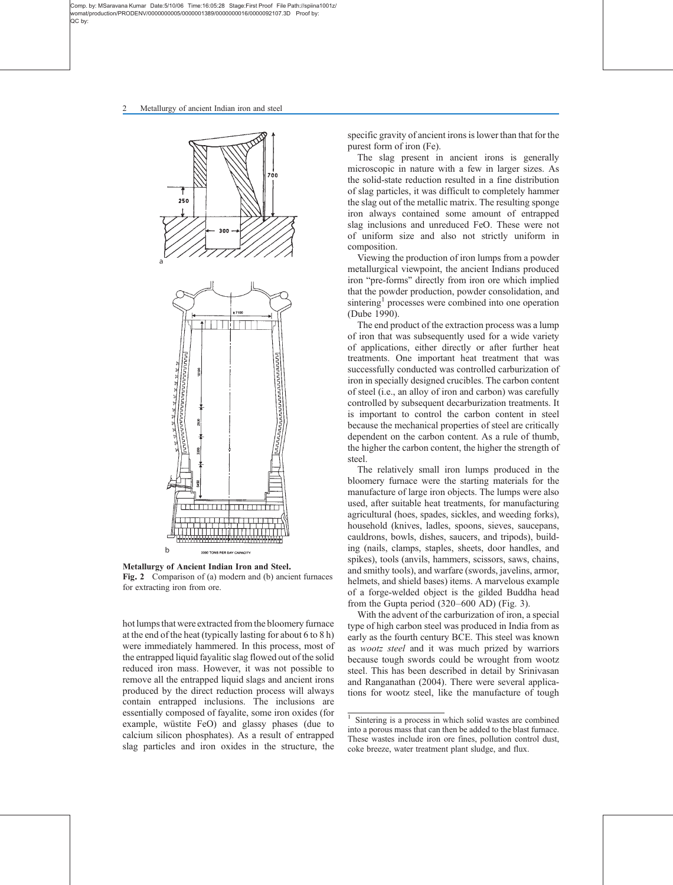**Metallurgy of Ancient Indian Iron and Steel.**
**Fig. 2** Comparison of (a) modern and (b) ancient furnaces for extracting iron from ore.

hot lumps that were extracted from the bloomery furnace at the end of the heat (typically lasting for about 6 to 8 h) were immediately hammered. In this process, most of the entrapped liquid fayalitic slag flowed out of the solid reduced iron mass. However, it was not possible to remove all the entrapped liquid slags and ancient irons produced by the direct reduction process will always contain entrapped inclusions. The inclusions are essentially composed of fayalite, some iron oxides (for example, wüstite FeO) and glassy phases (due to calcium silicon phosphates). As a result of entrapped slag particles and iron oxides in the structure, the specific gravity of ancient irons is lower than that for the purest form of iron (Fe).

The slag present in ancient irons is generally microscopic in nature with a few in larger sizes. As the solid-state reduction resulted in a fine distribution of slag particles, it was difficult to completely hammer the slag out of the metallic matrix. The resulting sponge iron always contained some amount of entrapped slag inclusions and unreduced FeO. These were not of uniform size and also not strictly uniform in composition.

Viewing the production of iron lumps from a powder metallurgical viewpoint, the ancient Indians produced iron "pre-forms" directly from iron ore which implied that the powder production, powder consolidation, and sintering[1] processes were combined into one operation (Dube 1990).

The end product of the extraction process was a lump of iron that was subsequently used for a wide variety of applications, either directly or after further heat treatments. One important heat treatment that was successfully conducted was controlled carburization of iron in specially designed crucibles. The carbon content of steel (i.e., an alloy of iron and carbon) was carefully controlled by subsequent decarburization treatments. It is important to control the carbon content in steel because the mechanical properties of steel are critically dependent on the carbon content. As a rule of thumb, the higher the carbon content, the higher the strength of steel.

The relatively small iron lumps produced in the bloomery furnace were the starting materials for the manufacture of large iron objects. The lumps were also used, after suitable heat treatments, for manufacturing agricultural (hoes, spades, sickles, and weeding forks), household (knives, ladles, spoons, sieves, saucepans, cauldrons, bowls, dishes, saucers, and tripods), building (nails, clamps, staples, sheets, door handles, and spikes), tools (anvils, hammers, scissors, saws, chains, and smithy tools), and warfare (swords, javelins, armor, helmets, and shield bases) items. A marvelous example of a forge-welded object is the gilded Buddha head from the Gupta period (320–600 AD) (Fig. 3).

With the advent of the carburization of iron, a special type of high carbon steel was produced in India from as early as the fourth century BCE. This steel was known as *wootz steel* and it was much prized by warriors because tough swords could be wrought from wootz steel. This has been described in detail by Srinivasan and Ranganathan (2004). There were several applications for wootz steel, like the manufacture of tough

---

[1] Sintering is a process in which solid wastes are combined into a porous mass that can then be added to the blast furnace. These wastes include iron ore fines, pollution control dust, coke breeze, water treatment plant sludge, and flux.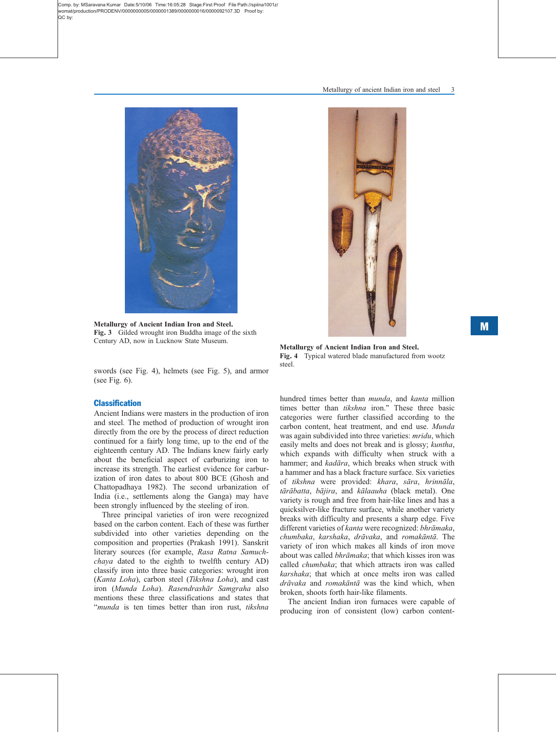Metallurgy of Ancient Indian Iron and Steel. **Fig. 3** Gilded wrought iron Buddha image of the sixth Century AD, now in Lucknow State Museum.

Metallurgy of Ancient Indian Iron and Steel. **Fig. 4** Typical watered blade manufactured from wootz steel.

swords (see Fig. 4), helmets (see Fig. 5), and armor (see Fig. 6).

## Classification

Ancient Indians were masters in the production of iron and steel. The method of production of wrought iron directly from the ore by the process of direct reduction continued for a fairly long time, up to the end of the eighteenth century AD. The Indians knew fairly early about the beneficial aspect of carburizing iron to increase its strength. The earliest evidence for carburization of iron dates to about 800 BCE (Ghosh and Chattopadhaya 1982). The second urbanization of India (i.e., settlements along the Ganga) may have been strongly influenced by the steeling of iron.

Three principal varieties of iron were recognized based on the carbon content. Each of these was further subdivided into other varieties depending on the composition and properties (Prakash 1991). Sanskrit literary sources (for example, *Rasa Ratna Samuchchaya* dated to the eighth to twelfth century AD) classify iron into three basic categories: wrought iron (*Kanta Loha*), carbon steel (*Tikshna Loha*), and cast iron (*Munda Loha*). *Rasendrashār Samgraha* also mentions these three classifications and states that "*munda* is ten times better than iron rust, *tikshna* hundred times better than *munda*, and *kanta* million times better than *tikshna* iron." These three basic categories were further classified according to the carbon content, heat treatment, and end use. *Munda* was again subdivided into three varieties: *mridu*, which easily melts and does not break and is glossy; *kuntha*, which expands with difficulty when struck with a hammer; and *kadāra*, which breaks when struck with a hammer and has a black fracture surface. Six varieties of *tikshna* were provided: *khara*, *sāra*, *hrinnāla*, *tārābatta*, *bājira*, and *kālaauha* (black metal). One variety is rough and free from hair-like lines and has a quicksilver-like fracture surface, while another variety breaks with difficulty and presents a sharp edge. Five different varieties of *kanta* were recognized: *bhrāmaka*, *chumbaka*, *karshaka*, *drāvaka*, and *romakāntā*. The variety of iron which makes all kinds of iron move about was called *bhrāmaka*; that which kisses iron was called *chumbaka*; that which attracts iron was called *karshaka*; that which at once melts iron was called *drāvaka* and *romakāntā* was the kind which, when broken, shoots forth hair-like filaments.

The ancient Indian iron furnaces were capable of producing iron of consistent (low) carbon content-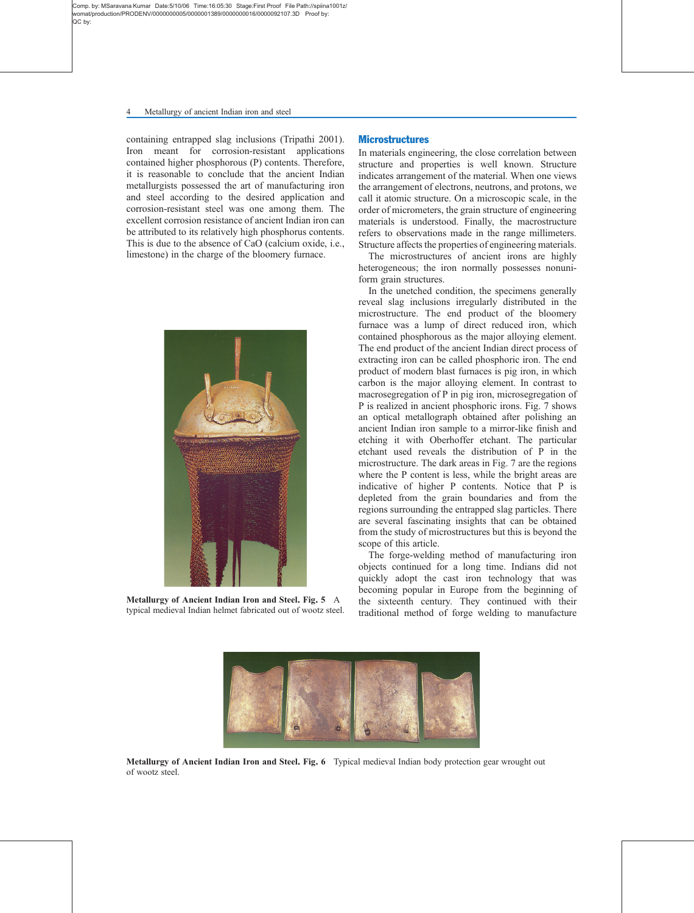containing entrapped slag inclusions (Tripathi 2001). Iron meant for corrosion-resistant applications contained higher phosphorous (P) contents. Therefore, it is reasonable to conclude that the ancient Indian metallurgists possessed the art of manufacturing iron and steel according to the desired application and corrosion-resistant steel was one among them. The excellent corrosion resistance of ancient Indian iron can be attributed to its relatively high phosphorus contents. This is due to the absence of CaO (calcium oxide, i.e., limestone) in the charge of the bloomery furnace.

**Metallurgy of Ancient Indian Iron and Steel. Fig. 5** A typical medieval Indian helmet fabricated out of wootz steel.

## Microstructures

In materials engineering, the close correlation between structure and properties is well known. Structure indicates arrangement of the material. When one views the arrangement of electrons, neutrons, and protons, we call it atomic structure. On a microscopic scale, in the order of micrometers, the grain structure of engineering materials is understood. Finally, the macrostructure refers to observations made in the range millimeters. Structure affects the properties of engineering materials.

The microstructures of ancient irons are highly heterogeneous; the iron normally possesses nonuniform grain structures.

In the unetched condition, the specimens generally reveal slag inclusions irregularly distributed in the microstructure. The end product of the bloomery furnace was a lump of direct reduced iron, which contained phosphorous as the major alloying element. The end product of the ancient Indian direct process of extracting iron can be called phosphoric iron. The end product of modern blast furnaces is pig iron, in which carbon is the major alloying element. In contrast to macrosegregation of P in pig iron, microsegregation of P is realized in ancient phosphoric irons. Fig. 7 shows an optical metallograph obtained after polishing an ancient Indian iron sample to a mirror-like finish and etching it with Oberhoffer etchant. The particular etchant used reveals the distribution of P in the microstructure. The dark areas in Fig. 7 are the regions where the P content is less, while the bright areas are indicative of higher P contents. Notice that P is depleted from the grain boundaries and from the regions surrounding the entrapped slag particles. There are several fascinating insights that can be obtained from the study of microstructures but this is beyond the scope of this article.

The forge-welding method of manufacturing iron objects continued for a long time. Indians did not quickly adopt the cast iron technology that was becoming popular in Europe from the beginning of the sixteenth century. They continued with their traditional method of forge welding to manufacture

**Metallurgy of Ancient Indian Iron and Steel. Fig. 6** Typical medieval Indian body protection gear wrought out of wootz steel.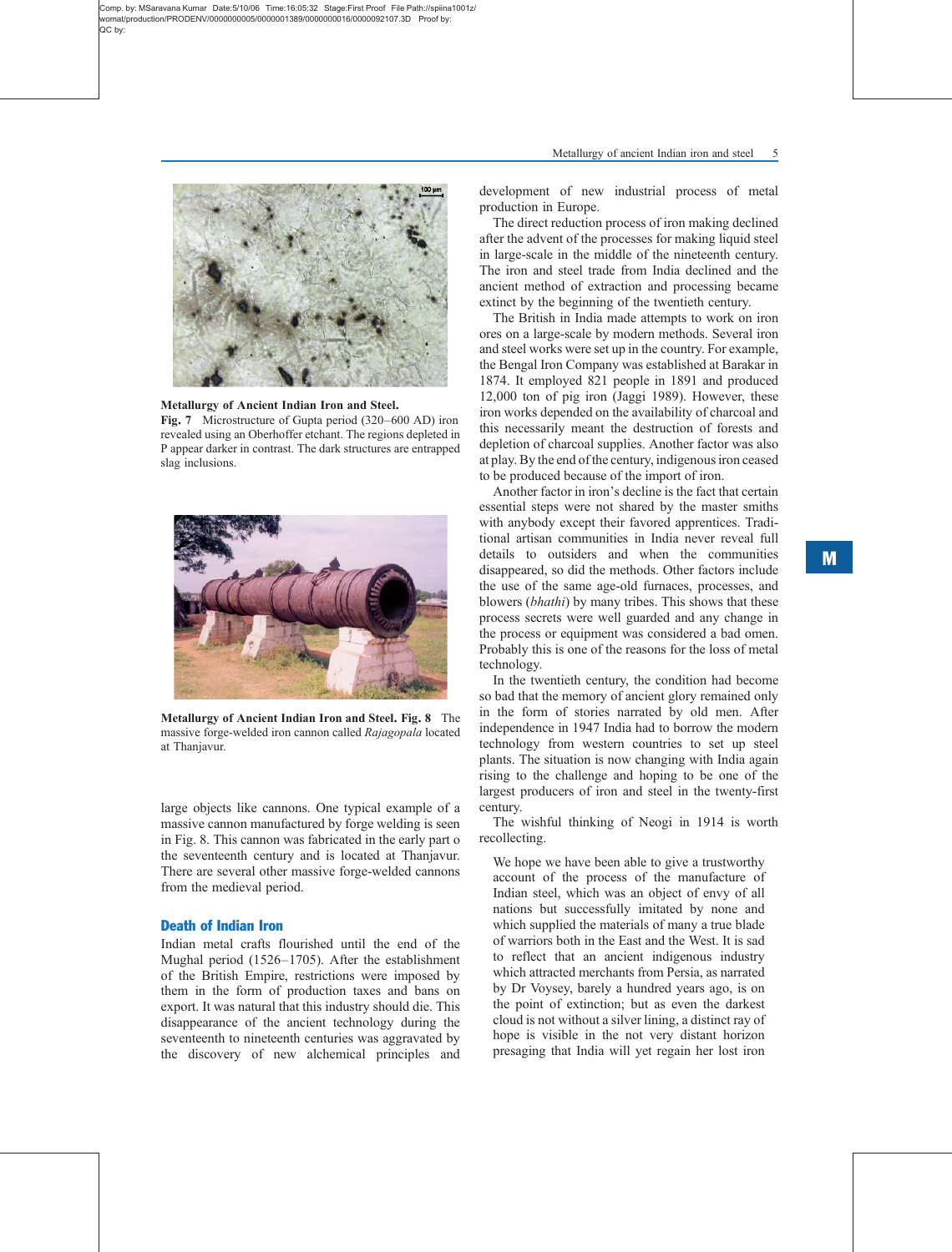**Metallurgy of Ancient Indian Iron and Steel.**
**Fig. 7** Microstructure of Gupta period (320–600 AD) iron revealed using an Oberhoffer etchant. The regions depleted in P appear darker in contrast. The dark structures are entrapped slag inclusions.

**Metallurgy of Ancient Indian Iron and Steel. Fig. 8** The massive forge-welded iron cannon called *Rajagopala* located at Thanjavur.

large objects like cannons. One typical example of a massive cannon manufactured by forge welding is seen in Fig. 8. This cannon was fabricated in the early part o the seventeenth century and is located at Thanjavur. There are several other massive forge-welded cannons from the medieval period.

## Death of Indian Iron

Indian metal crafts flourished until the end of the Mughal period (1526–1705). After the establishment of the British Empire, restrictions were imposed by them in the form of production taxes and bans on export. It was natural that this industry should die. This disappearance of the ancient technology during the seventeenth to nineteenth centuries was aggravated by the discovery of new alchemical principles and development of new industrial process of metal production in Europe.

The direct reduction process of iron making declined after the advent of the processes for making liquid steel in large-scale in the middle of the nineteenth century. The iron and steel trade from India declined and the ancient method of extraction and processing became extinct by the beginning of the twentieth century.

The British in India made attempts to work on iron ores on a large-scale by modern methods. Several iron and steel works were set up in the country. For example, the Bengal Iron Company was established at Barakar in 1874. It employed 821 people in 1891 and produced 12,000 ton of pig iron (Jaggi 1989). However, these iron works depended on the availability of charcoal and this necessarily meant the destruction of forests and depletion of charcoal supplies. Another factor was also at play. By the end of the century, indigenous iron ceased to be produced because of the import of iron.

Another factor in iron's decline is the fact that certain essential steps were not shared by the master smiths with anybody except their favored apprentices. Traditional artisan communities in India never reveal full details to outsiders and when the communities disappeared, so did the methods. Other factors include the use of the same age-old furnaces, processes, and blowers (*bhathi*) by many tribes. This shows that these process secrets were well guarded and any change in the process or equipment was considered a bad omen. Probably this is one of the reasons for the loss of metal technology.

In the twentieth century, the condition had become so bad that the memory of ancient glory remained only in the form of stories narrated by old men. After independence in 1947 India had to borrow the modern technology from western countries to set up steel plants. The situation is now changing with India again rising to the challenge and hoping to be one of the largest producers of iron and steel in the twenty-first century.

The wishful thinking of Neogi in 1914 is worth recollecting.

> We hope we have been able to give a trustworthy account of the process of the manufacture of Indian steel, which was an object of envy of all nations but successfully imitated by none and which supplied the materials of many a true blade of warriors both in the East and the West. It is sad to reflect that an ancient indigenous industry which attracted merchants from Persia, as narrated by Dr Voysey, barely a hundred years ago, is on the point of extinction; but as even the darkest cloud is not without a silver lining, a distinct ray of hope is visible in the not very distant horizon presaging that India will yet regain her lost iron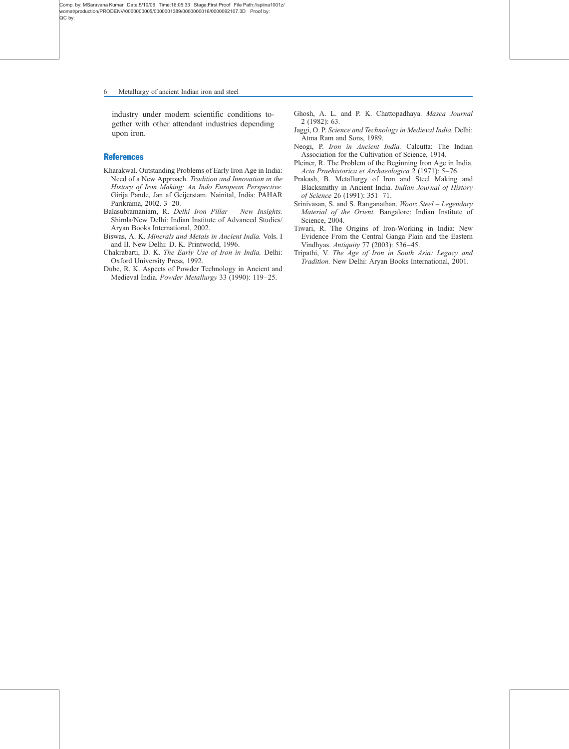industry under modern scientific conditions together with other attendant industries depending upon iron.

## References

Kharakwal. Outstanding Problems of Early Iron Age in India: Need of a New Approach. *Tradition and Innovation in the History of Iron Making: An Indo European Perspective.* Girija Pande, Jan af Geijerstam. Nainital, India: PAHAR Parikrama, 2002. 3–20.

Balasubramaniam, R. *Delhi Iron Pillar – New Insights.* Shimla/New Delhi: Indian Institute of Advanced Studies/ Aryan Books International, 2002.

Biswas, A. K. *Minerals and Metals in Ancient India.* Vols. I and II. New Delhi: D. K. Printworld, 1996.

Chakrabarti, D. K. *The Early Use of Iron in India.* Delhi: Oxford University Press, 1992.

Dube, R. K. Aspects of Powder Technology in Ancient and Medieval India. *Powder Metallurgy* 33 (1990): 119–25.

Ghosh, A. L. and P. K. Chattopadhaya. *Masca Journal* 2 (1982): 63.

Jaggi, O. P. *Science and Technology in Medieval India.* Delhi: Atma Ram and Sons, 1989.

Neogi, P. *Iron in Ancient India.* Calcutta: The Indian Association for the Cultivation of Science, 1914.

Pleiner, R. The Problem of the Beginning Iron Age in India. *Acta Praehistorica et Archaeologica* 2 (1971): 5–76.

Prakash, B. Metallurgy of Iron and Steel Making and Blacksmithy in Ancient India. *Indian Journal of History of Science* 26 (1991): 351–71.

Srinivasan, S. and S. Ranganathan. *Wootz Steel – Legendary Material of the Orient.* Bangalore: Indian Institute of Science, 2004.

Tiwari, R. The Origins of Iron-Working in India: New Evidence From the Central Ganga Plain and the Eastern Vindhyas. *Antiquity* 77 (2003): 536–45.

Tripathi, V. *The Age of Iron in South Asia: Legacy and Tradition.* New Delhi: Aryan Books International, 2001.